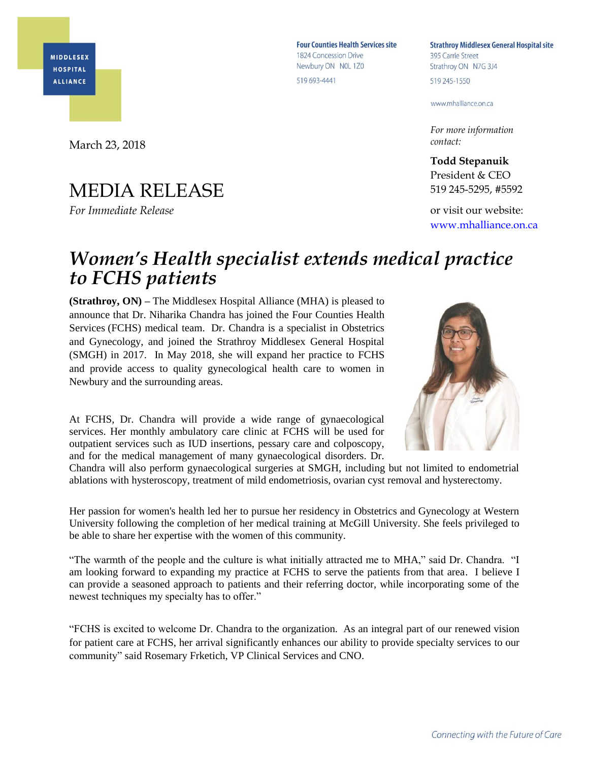MIDDLESEX HOSPITAL ALLIANCE

**Four Counties Health Services site**
1824 Concession Drive
Newbury ON N0L 1Z0
519 693-4441

**Strathroy Middlesex General Hospital site**
395 Carrie Street
Strathroy ON N7G 3J4
519 245-1550

www.mhalliance.on.ca

March 23, 2018

*For more information contact:*

**Todd Stepanuik**
President & CEO
519 245-5295, #5592

or visit our website:
www.mhalliance.on.ca

# MEDIA RELEASE

*For Immediate Release*

## *Women's Health specialist extends medical practice to FCHS patients*

**(Strathroy, ON) –** The Middlesex Hospital Alliance (MHA) is pleased to announce that Dr. Niharika Chandra has joined the Four Counties Health Services (FCHS) medical team. Dr. Chandra is a specialist in Obstetrics and Gynecology, and joined the Strathroy Middlesex General Hospital (SMGH) in 2017. In May 2018, she will expand her practice to FCHS and provide access to quality gynecological health care to women in Newbury and the surrounding areas.

At FCHS, Dr. Chandra will provide a wide range of gynaecological services. Her monthly ambulatory care clinic at FCHS will be used for outpatient services such as IUD insertions, pessary care and colposcopy, and for the medical management of many gynaecological disorders. Dr. Chandra will also perform gynaecological surgeries at SMGH, including but not limited to endometrial ablations with hysteroscopy, treatment of mild endometriosis, ovarian cyst removal and hysterectomy.

Her passion for women's health led her to pursue her residency in Obstetrics and Gynecology at Western University following the completion of her medical training at McGill University. She feels privileged to be able to share her expertise with the women of this community.

"The warmth of the people and the culture is what initially attracted me to MHA," said Dr. Chandra. "I am looking forward to expanding my practice at FCHS to serve the patients from that area. I believe I can provide a seasoned approach to patients and their referring doctor, while incorporating some of the newest techniques my specialty has to offer."

"FCHS is excited to welcome Dr. Chandra to the organization. As an integral part of our renewed vision for patient care at FCHS, her arrival significantly enhances our ability to provide specialty services to our community" said Rosemary Frketich, VP Clinical Services and CNO.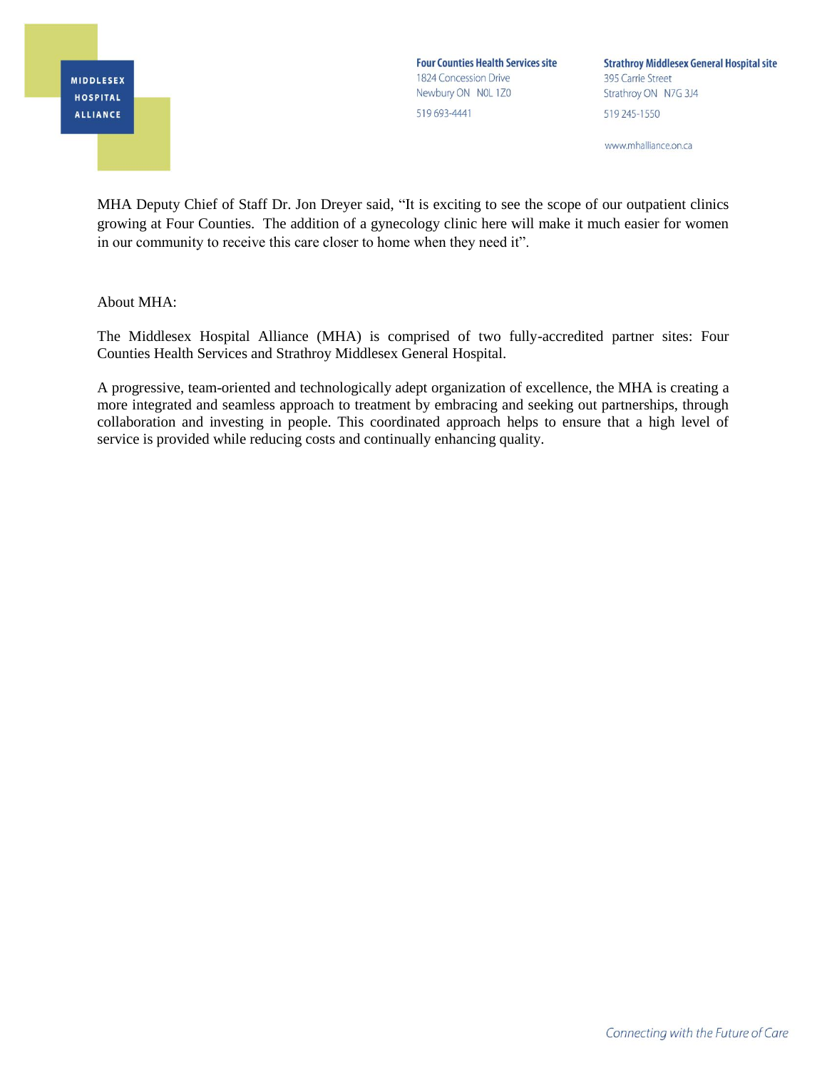MHA Deputy Chief of Staff Dr. Jon Dreyer said, "It is exciting to see the scope of our outpatient clinics growing at Four Counties. The addition of a gynecology clinic here will make it much easier for women in our community to receive this care closer to home when they need it".

About MHA:

The Middlesex Hospital Alliance (MHA) is comprised of two fully-accredited partner sites: Four Counties Health Services and Strathroy Middlesex General Hospital.

A progressive, team-oriented and technologically adept organization of excellence, the MHA is creating a more integrated and seamless approach to treatment by embracing and seeking out partnerships, through collaboration and investing in people. This coordinated approach helps to ensure that a high level of service is provided while reducing costs and continually enhancing quality.